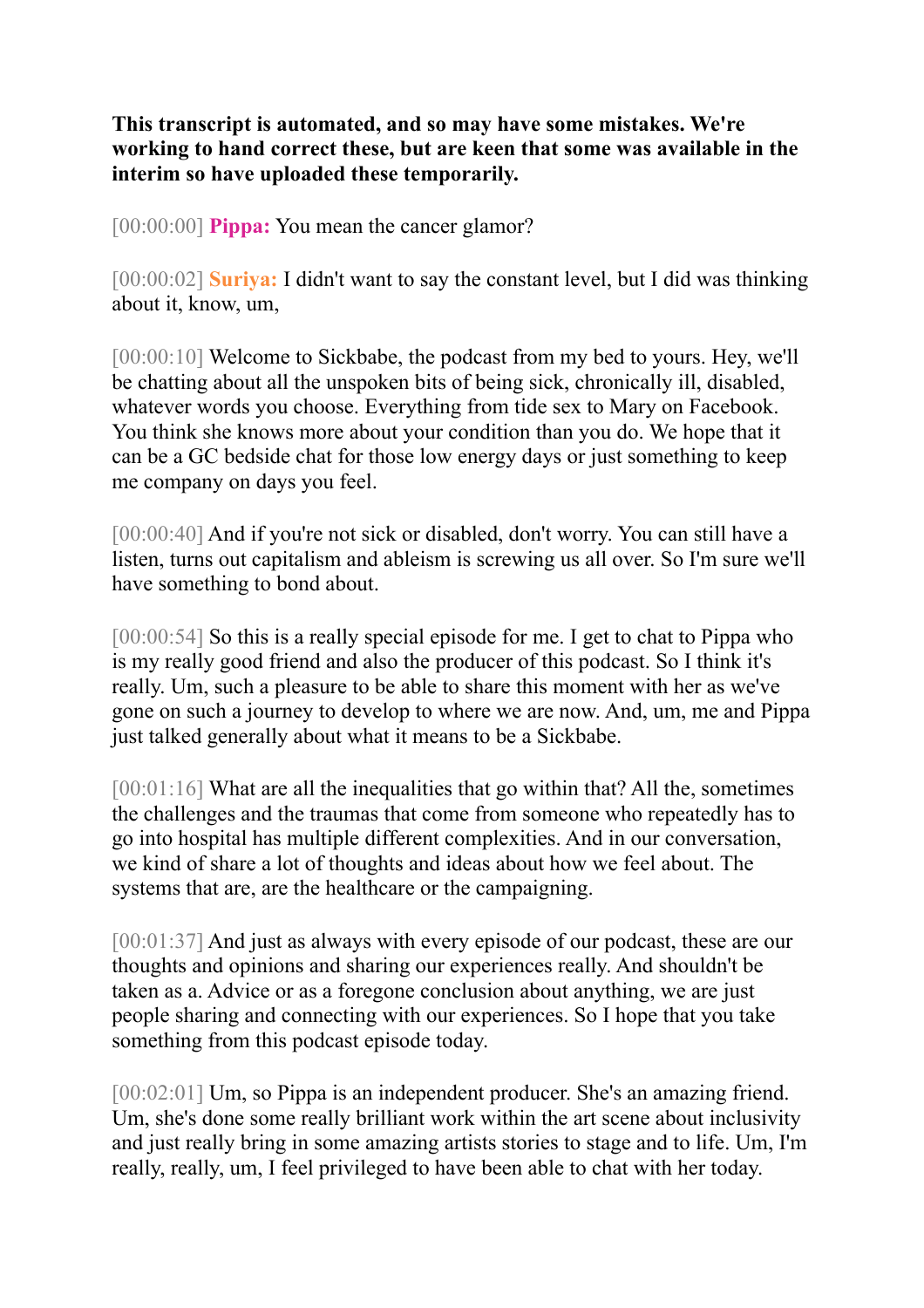**This transcript is automated, and so may have some mistakes. We're working to hand correct these, but are keen that some was available in the interim so have uploaded these temporarily.**

[00:00:00] **Pippa:** You mean the cancer glamor?

[00:00:02] **Suriya:** I didn't want to say the constant level, but I did was thinking about it, know, um,

[00:00:10] Welcome to Sickbabe, the podcast from my bed to yours. Hey, we'll be chatting about all the unspoken bits of being sick, chronically ill, disabled, whatever words you choose. Everything from tide sex to Mary on Facebook. You think she knows more about your condition than you do. We hope that it can be a GC bedside chat for those low energy days or just something to keep me company on days you feel.

[00:00:40] And if you're not sick or disabled, don't worry. You can still have a listen, turns out capitalism and ableism is screwing us all over. So I'm sure we'll have something to bond about.

[00:00:54] So this is a really special episode for me. I get to chat to Pippa who is my really good friend and also the producer of this podcast. So I think it's really. Um, such a pleasure to be able to share this moment with her as we've gone on such a journey to develop to where we are now. And, um, me and Pippa just talked generally about what it means to be a Sickbabe.

[00:01:16] What are all the inequalities that go within that? All the, sometimes the challenges and the traumas that come from someone who repeatedly has to go into hospital has multiple different complexities. And in our conversation, we kind of share a lot of thoughts and ideas about how we feel about. The systems that are, are the healthcare or the campaigning.

[00:01:37] And just as always with every episode of our podcast, these are our thoughts and opinions and sharing our experiences really. And shouldn't be taken as a. Advice or as a foregone conclusion about anything, we are just people sharing and connecting with our experiences. So I hope that you take something from this podcast episode today.

[00:02:01] Um, so Pippa is an independent producer. She's an amazing friend. Um, she's done some really brilliant work within the art scene about inclusivity and just really bring in some amazing artists stories to stage and to life. Um, I'm really, really, um, I feel privileged to have been able to chat with her today.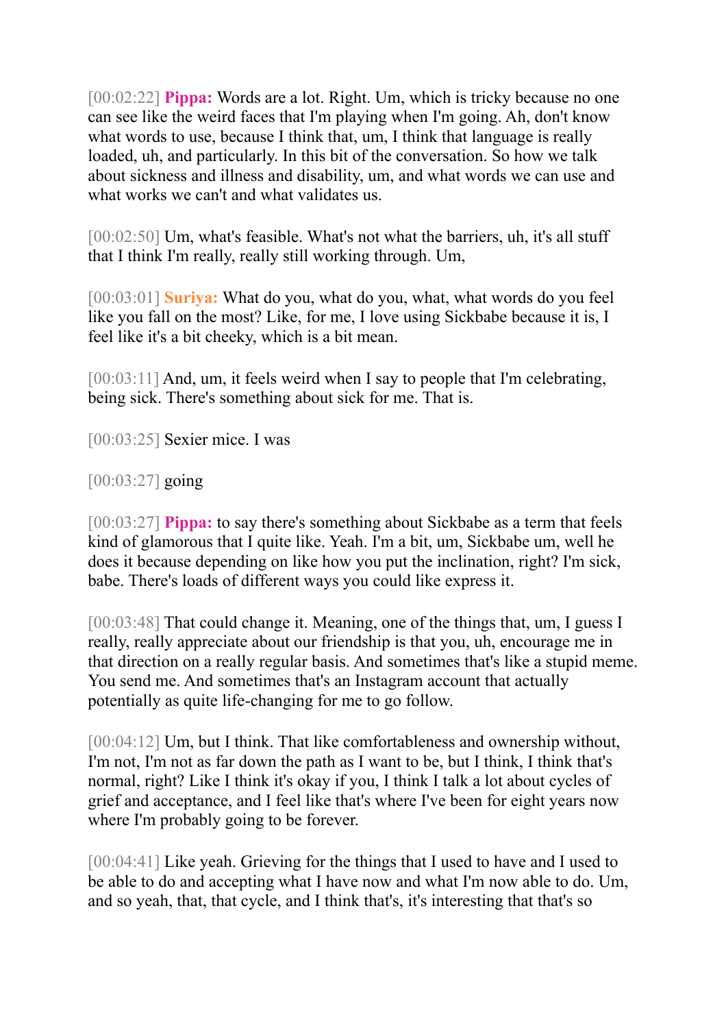[00:02:22] **Pippa:** Words are a lot. Right. Um, which is tricky because no one can see like the weird faces that I'm playing when I'm going. Ah, don't know what words to use, because I think that, um, I think that language is really loaded, uh, and particularly. In this bit of the conversation. So how we talk about sickness and illness and disability, um, and what words we can use and what works we can't and what validates us.

[00:02:50] Um, what's feasible. What's not what the barriers, uh, it's all stuff that I think I'm really, really still working through. Um,

[00:03:01] **Suriya:** What do you, what do you, what, what words do you feel like you fall on the most? Like, for me, I love using Sickbabe because it is, I feel like it's a bit cheeky, which is a bit mean.

[00:03:11] And, um, it feels weird when I say to people that I'm celebrating, being sick. There's something about sick for me. That is.

[00:03:25] Sexier mice. I was

[00:03:27] going

[00:03:27] **Pippa:** to say there's something about Sickbabe as a term that feels kind of glamorous that I quite like. Yeah. I'm a bit, um, Sickbabe um, well he does it because depending on like how you put the inclination, right? I'm sick, babe. There's loads of different ways you could like express it.

[00:03:48] That could change it. Meaning, one of the things that, um, I guess I really, really appreciate about our friendship is that you, uh, encourage me in that direction on a really regular basis. And sometimes that's like a stupid meme. You send me. And sometimes that's an Instagram account that actually potentially as quite life-changing for me to go follow.

[00:04:12] Um, but I think. That like comfortableness and ownership without, I'm not, I'm not as far down the path as I want to be, but I think, I think that's normal, right? Like I think it's okay if you, I think I talk a lot about cycles of grief and acceptance, and I feel like that's where I've been for eight years now where I'm probably going to be forever.

[00:04:41] Like yeah. Grieving for the things that I used to have and I used to be able to do and accepting what I have now and what I'm now able to do. Um, and so yeah, that, that cycle, and I think that's, it's interesting that that's so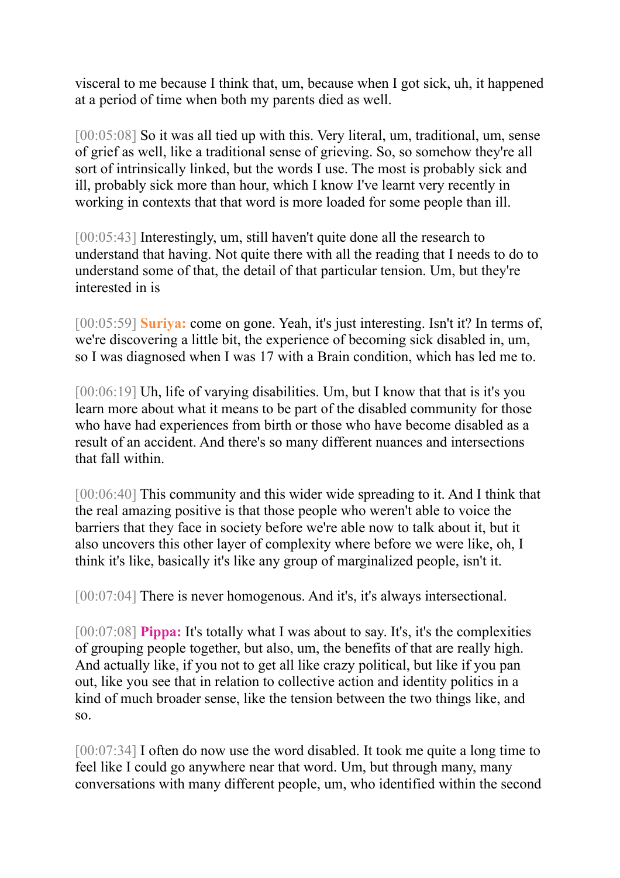visceral to me because I think that, um, because when I got sick, uh, it happened at a period of time when both my parents died as well.

[00:05:08] So it was all tied up with this. Very literal, um, traditional, um, sense of grief as well, like a traditional sense of grieving. So, so somehow they're all sort of intrinsically linked, but the words I use. The most is probably sick and ill, probably sick more than hour, which I know I've learnt very recently in working in contexts that that word is more loaded for some people than ill.

[00:05:43] Interestingly, um, still haven't quite done all the research to understand that having. Not quite there with all the reading that I needs to do to understand some of that, the detail of that particular tension. Um, but they're interested in is

[00:05:59] **Suriya:** come on gone. Yeah, it's just interesting. Isn't it? In terms of, we're discovering a little bit, the experience of becoming sick disabled in, um, so I was diagnosed when I was 17 with a Brain condition, which has led me to.

[00:06:19] Uh, life of varying disabilities. Um, but I know that that is it's you learn more about what it means to be part of the disabled community for those who have had experiences from birth or those who have become disabled as a result of an accident. And there's so many different nuances and intersections that fall within.

[00:06:40] This community and this wider wide spreading to it. And I think that the real amazing positive is that those people who weren't able to voice the barriers that they face in society before we're able now to talk about it, but it also uncovers this other layer of complexity where before we were like, oh, I think it's like, basically it's like any group of marginalized people, isn't it.

[00:07:04] There is never homogenous. And it's, it's always intersectional.

[00:07:08] **Pippa:** It's totally what I was about to say. It's, it's the complexities of grouping people together, but also, um, the benefits of that are really high. And actually like, if you not to get all like crazy political, but like if you pan out, like you see that in relation to collective action and identity politics in a kind of much broader sense, like the tension between the two things like, and so.

[00:07:34] I often do now use the word disabled. It took me quite a long time to feel like I could go anywhere near that word. Um, but through many, many conversations with many different people, um, who identified within the second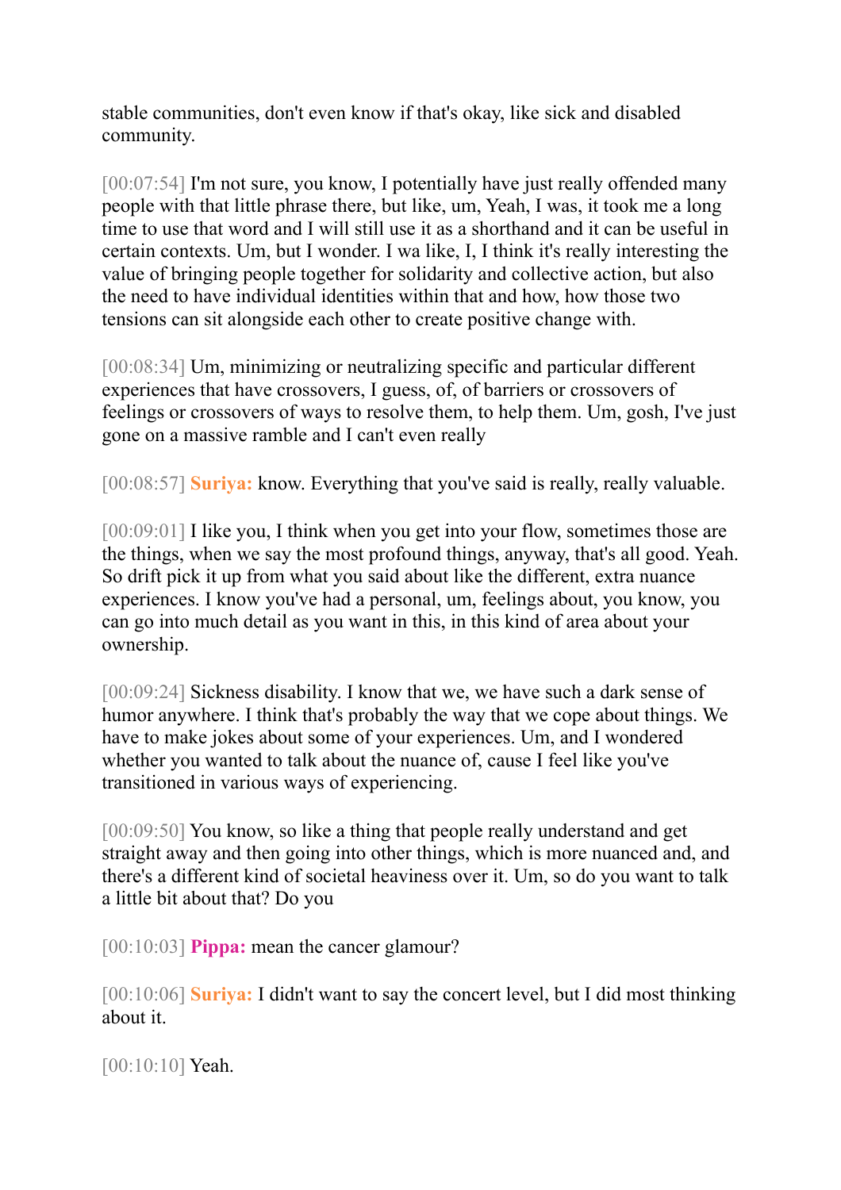stable communities, don't even know if that's okay, like sick and disabled community.

[00:07:54] I'm not sure, you know, I potentially have just really offended many people with that little phrase there, but like, um, Yeah, I was, it took me a long time to use that word and I will still use it as a shorthand and it can be useful in certain contexts. Um, but I wonder. I wa like, I, I think it's really interesting the value of bringing people together for solidarity and collective action, but also the need to have individual identities within that and how, how those two tensions can sit alongside each other to create positive change with.

[00:08:34] Um, minimizing or neutralizing specific and particular different experiences that have crossovers, I guess, of, of barriers or crossovers of feelings or crossovers of ways to resolve them, to help them. Um, gosh, I've just gone on a massive ramble and I can't even really

[00:08:57] **Suriya:** know. Everything that you've said is really, really valuable.

[00:09:01] I like you, I think when you get into your flow, sometimes those are the things, when we say the most profound things, anyway, that's all good. Yeah. So drift pick it up from what you said about like the different, extra nuance experiences. I know you've had a personal, um, feelings about, you know, you can go into much detail as you want in this, in this kind of area about your ownership.

[00:09:24] Sickness disability. I know that we, we have such a dark sense of humor anywhere. I think that's probably the way that we cope about things. We have to make jokes about some of your experiences. Um, and I wondered whether you wanted to talk about the nuance of, cause I feel like you've transitioned in various ways of experiencing.

[00:09:50] You know, so like a thing that people really understand and get straight away and then going into other things, which is more nuanced and, and there's a different kind of societal heaviness over it. Um, so do you want to talk a little bit about that? Do you

[00:10:03] **Pippa:** mean the cancer glamour?

[00:10:06] **Suriya:** I didn't want to say the concert level, but I did most thinking about it.

[00:10:10] Yeah.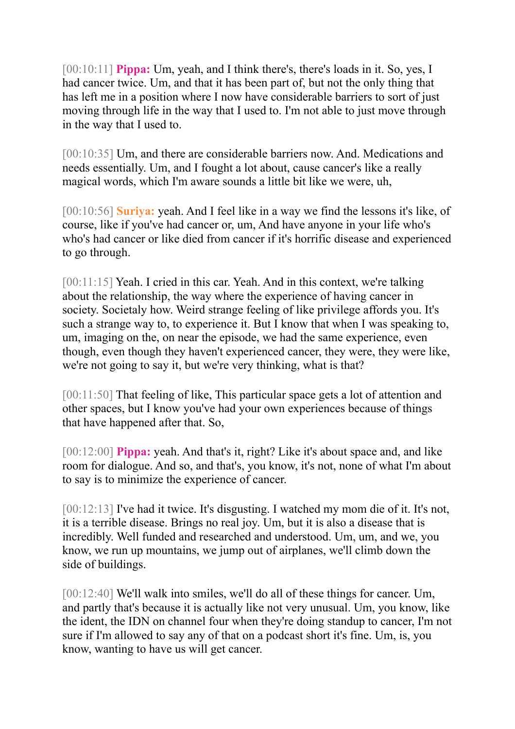[00:10:11] **Pippa:** Um, yeah, and I think there's, there's loads in it. So, yes, I had cancer twice. Um, and that it has been part of, but not the only thing that has left me in a position where I now have considerable barriers to sort of just moving through life in the way that I used to. I'm not able to just move through in the way that I used to.

[00:10:35] Um, and there are considerable barriers now. And. Medications and needs essentially. Um, and I fought a lot about, cause cancer's like a really magical words, which I'm aware sounds a little bit like we were, uh,

[00:10:56] **Suriya:** yeah. And I feel like in a way we find the lessons it's like, of course, like if you've had cancer or, um, And have anyone in your life who's who's had cancer or like died from cancer if it's horrific disease and experienced to go through.

[00:11:15] Yeah. I cried in this car. Yeah. And in this context, we're talking about the relationship, the way where the experience of having cancer in society. Societaly how. Weird strange feeling of like privilege affords you. It's such a strange way to, to experience it. But I know that when I was speaking to, um, imaging on the, on near the episode, we had the same experience, even though, even though they haven't experienced cancer, they were, they were like, we're not going to say it, but we're very thinking, what is that?

[00:11:50] That feeling of like, This particular space gets a lot of attention and other spaces, but I know you've had your own experiences because of things that have happened after that. So,

[00:12:00] **Pippa:** yeah. And that's it, right? Like it's about space and, and like room for dialogue. And so, and that's, you know, it's not, none of what I'm about to say is to minimize the experience of cancer.

[00:12:13] I've had it twice. It's disgusting. I watched my mom die of it. It's not, it is a terrible disease. Brings no real joy. Um, but it is also a disease that is incredibly. Well funded and researched and understood. Um, um, and we, you know, we run up mountains, we jump out of airplanes, we'll climb down the side of buildings.

[00:12:40] We'll walk into smiles, we'll do all of these things for cancer. Um, and partly that's because it is actually like not very unusual. Um, you know, like the ident, the IDN on channel four when they're doing standup to cancer, I'm not sure if I'm allowed to say any of that on a podcast short it's fine. Um, is, you know, wanting to have us will get cancer.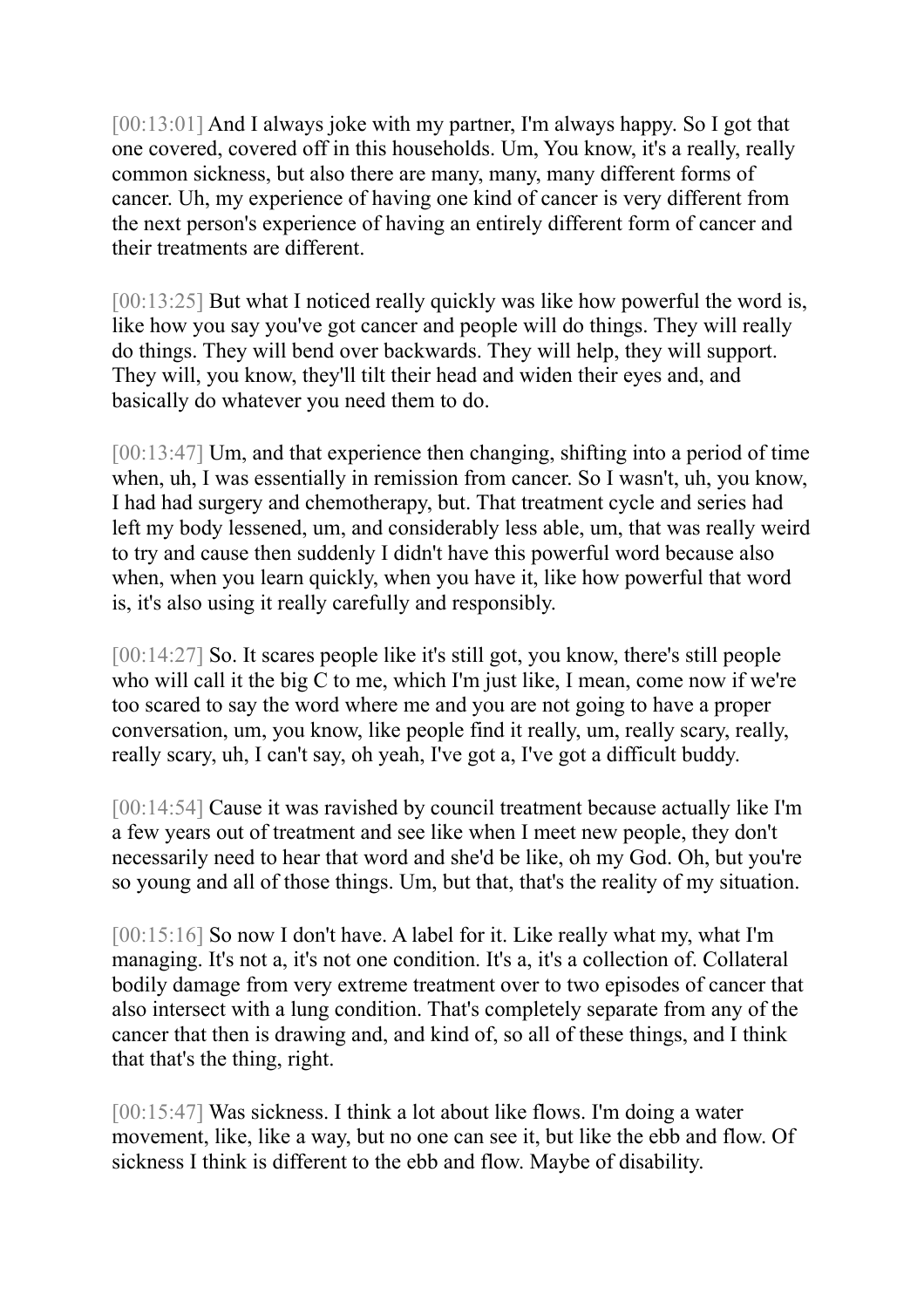[00:13:01] And I always joke with my partner, I'm always happy. So I got that one covered, covered off in this households. Um, You know, it's a really, really common sickness, but also there are many, many, many different forms of cancer. Uh, my experience of having one kind of cancer is very different from the next person's experience of having an entirely different form of cancer and their treatments are different.

[00:13:25] But what I noticed really quickly was like how powerful the word is, like how you say you've got cancer and people will do things. They will really do things. They will bend over backwards. They will help, they will support. They will, you know, they'll tilt their head and widen their eyes and, and basically do whatever you need them to do.

[00:13:47] Um, and that experience then changing, shifting into a period of time when, uh, I was essentially in remission from cancer. So I wasn't, uh, you know, I had had surgery and chemotherapy, but. That treatment cycle and series had left my body lessened, um, and considerably less able, um, that was really weird to try and cause then suddenly I didn't have this powerful word because also when, when you learn quickly, when you have it, like how powerful that word is, it's also using it really carefully and responsibly.

[00:14:27] So. It scares people like it's still got, you know, there's still people who will call it the big C to me, which I'm just like, I mean, come now if we're too scared to say the word where me and you are not going to have a proper conversation, um, you know, like people find it really, um, really scary, really, really scary, uh, I can't say, oh yeah, I've got a, I've got a difficult buddy.

[00:14:54] Cause it was ravished by council treatment because actually like I'm a few years out of treatment and see like when I meet new people, they don't necessarily need to hear that word and she'd be like, oh my God. Oh, but you're so young and all of those things. Um, but that, that's the reality of my situation.

[00:15:16] So now I don't have. A label for it. Like really what my, what I'm managing. It's not a, it's not one condition. It's a, it's a collection of. Collateral bodily damage from very extreme treatment over to two episodes of cancer that also intersect with a lung condition. That's completely separate from any of the cancer that then is drawing and, and kind of, so all of these things, and I think that that's the thing, right.

[00:15:47] Was sickness. I think a lot about like flows. I'm doing a water movement, like, like a way, but no one can see it, but like the ebb and flow. Of sickness I think is different to the ebb and flow. Maybe of disability.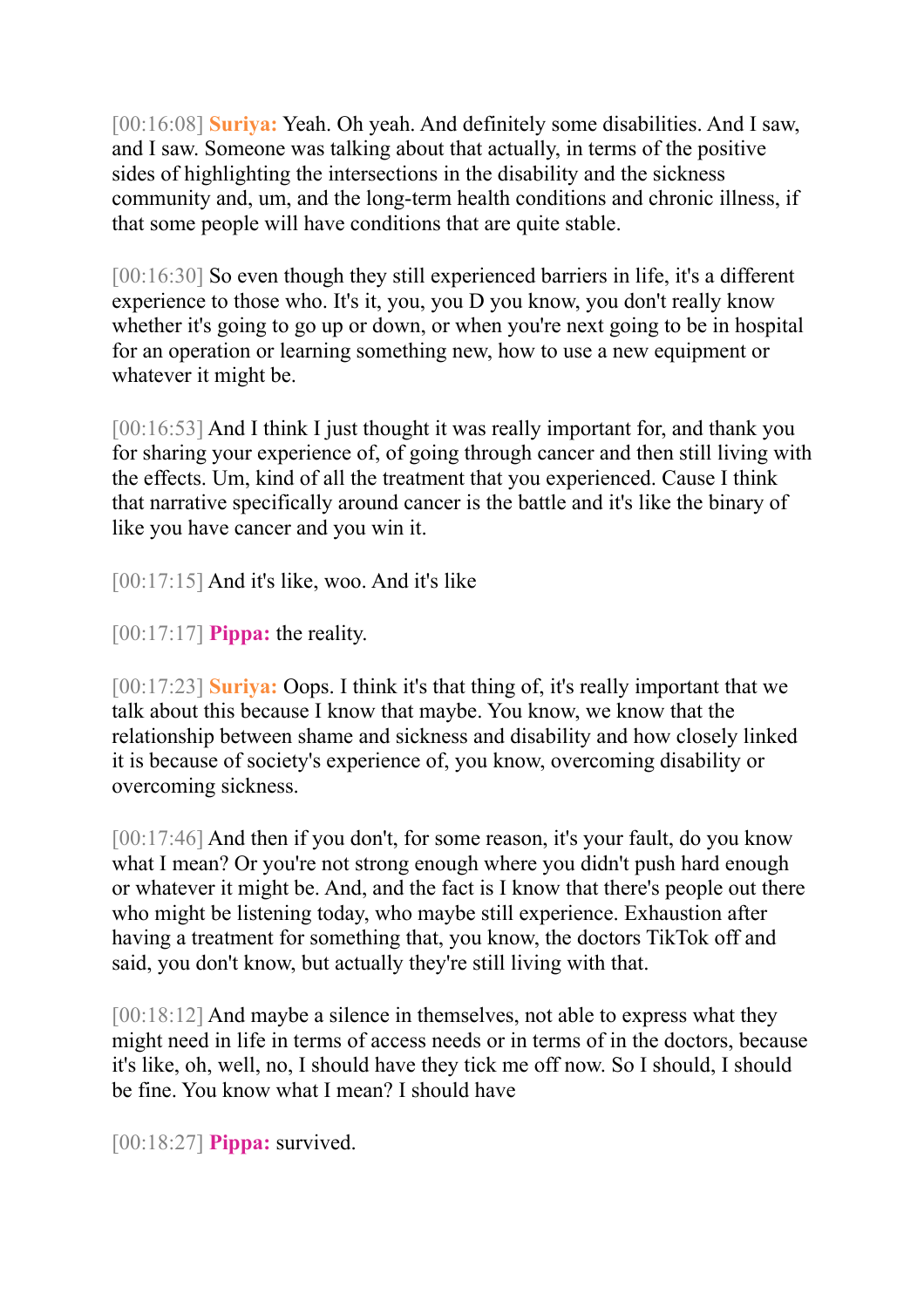[00:16:08] **Suriya:** Yeah. Oh yeah. And definitely some disabilities. And I saw, and I saw. Someone was talking about that actually, in terms of the positive sides of highlighting the intersections in the disability and the sickness community and, um, and the long-term health conditions and chronic illness, if that some people will have conditions that are quite stable.

[00:16:30] So even though they still experienced barriers in life, it's a different experience to those who. It's it, you, you D you know, you don't really know whether it's going to go up or down, or when you're next going to be in hospital for an operation or learning something new, how to use a new equipment or whatever it might be.

[00:16:53] And I think I just thought it was really important for, and thank you for sharing your experience of, of going through cancer and then still living with the effects. Um, kind of all the treatment that you experienced. Cause I think that narrative specifically around cancer is the battle and it's like the binary of like you have cancer and you win it.

[00:17:15] And it's like, woo. And it's like

[00:17:17] **Pippa:** the reality.

[00:17:23] **Suriya:** Oops. I think it's that thing of, it's really important that we talk about this because I know that maybe. You know, we know that the relationship between shame and sickness and disability and how closely linked it is because of society's experience of, you know, overcoming disability or overcoming sickness.

[00:17:46] And then if you don't, for some reason, it's your fault, do you know what I mean? Or you're not strong enough where you didn't push hard enough or whatever it might be. And, and the fact is I know that there's people out there who might be listening today, who maybe still experience. Exhaustion after having a treatment for something that, you know, the doctors TikTok off and said, you don't know, but actually they're still living with that.

[00:18:12] And maybe a silence in themselves, not able to express what they might need in life in terms of access needs or in terms of in the doctors, because it's like, oh, well, no, I should have they tick me off now. So I should, I should be fine. You know what I mean? I should have

[00:18:27] **Pippa:** survived.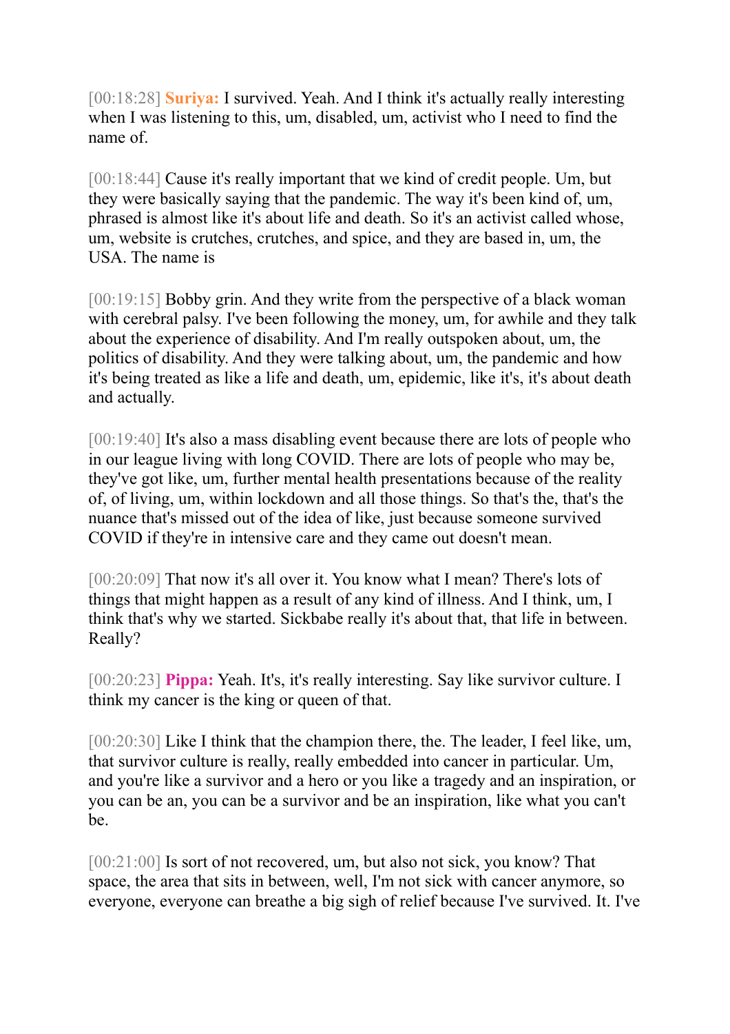[00:18:28] **Suriya:** I survived. Yeah. And I think it's actually really interesting when I was listening to this, um, disabled, um, activist who I need to find the name of.

[00:18:44] Cause it's really important that we kind of credit people. Um, but they were basically saying that the pandemic. The way it's been kind of, um, phrased is almost like it's about life and death. So it's an activist called whose, um, website is crutches, crutches, and spice, and they are based in, um, the USA. The name is

[00:19:15] Bobby grin. And they write from the perspective of a black woman with cerebral palsy. I've been following the money, um, for awhile and they talk about the experience of disability. And I'm really outspoken about, um, the politics of disability. And they were talking about, um, the pandemic and how it's being treated as like a life and death, um, epidemic, like it's, it's about death and actually.

[00:19:40] It's also a mass disabling event because there are lots of people who in our league living with long COVID. There are lots of people who may be, they've got like, um, further mental health presentations because of the reality of, of living, um, within lockdown and all those things. So that's the, that's the nuance that's missed out of the idea of like, just because someone survived COVID if they're in intensive care and they came out doesn't mean.

[00:20:09] That now it's all over it. You know what I mean? There's lots of things that might happen as a result of any kind of illness. And I think, um, I think that's why we started. Sickbabe really it's about that, that life in between. Really?

[00:20:23] **Pippa:** Yeah. It's, it's really interesting. Say like survivor culture. I think my cancer is the king or queen of that.

[00:20:30] Like I think that the champion there, the. The leader, I feel like, um, that survivor culture is really, really embedded into cancer in particular. Um, and you're like a survivor and a hero or you like a tragedy and an inspiration, or you can be an, you can be a survivor and be an inspiration, like what you can't be.

[00:21:00] Is sort of not recovered, um, but also not sick, you know? That space, the area that sits in between, well, I'm not sick with cancer anymore, so everyone, everyone can breathe a big sigh of relief because I've survived. It. I've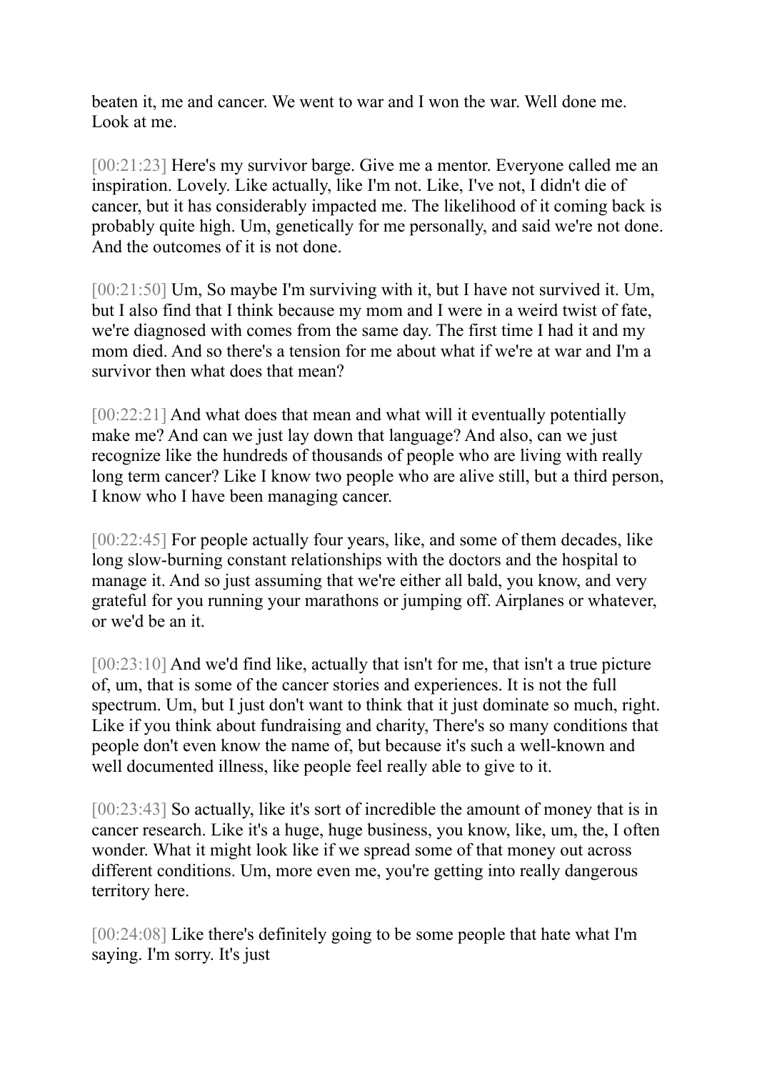beaten it, me and cancer. We went to war and I won the war. Well done me. Look at me.

[00:21:23] Here's my survivor barge. Give me a mentor. Everyone called me an inspiration. Lovely. Like actually, like I'm not. Like, I've not, I didn't die of cancer, but it has considerably impacted me. The likelihood of it coming back is probably quite high. Um, genetically for me personally, and said we're not done. And the outcomes of it is not done.

[00:21:50] Um, So maybe I'm surviving with it, but I have not survived it. Um, but I also find that I think because my mom and I were in a weird twist of fate, we're diagnosed with comes from the same day. The first time I had it and my mom died. And so there's a tension for me about what if we're at war and I'm a survivor then what does that mean?

[00:22:21] And what does that mean and what will it eventually potentially make me? And can we just lay down that language? And also, can we just recognize like the hundreds of thousands of people who are living with really long term cancer? Like I know two people who are alive still, but a third person, I know who I have been managing cancer.

[00:22:45] For people actually four years, like, and some of them decades, like long slow-burning constant relationships with the doctors and the hospital to manage it. And so just assuming that we're either all bald, you know, and very grateful for you running your marathons or jumping off. Airplanes or whatever, or we'd be an it.

[00:23:10] And we'd find like, actually that isn't for me, that isn't a true picture of, um, that is some of the cancer stories and experiences. It is not the full spectrum. Um, but I just don't want to think that it just dominate so much, right. Like if you think about fundraising and charity, There's so many conditions that people don't even know the name of, but because it's such a well-known and well documented illness, like people feel really able to give to it.

[00:23:43] So actually, like it's sort of incredible the amount of money that is in cancer research. Like it's a huge, huge business, you know, like, um, the, I often wonder. What it might look like if we spread some of that money out across different conditions. Um, more even me, you're getting into really dangerous territory here.

[00:24:08] Like there's definitely going to be some people that hate what I'm saying. I'm sorry. It's just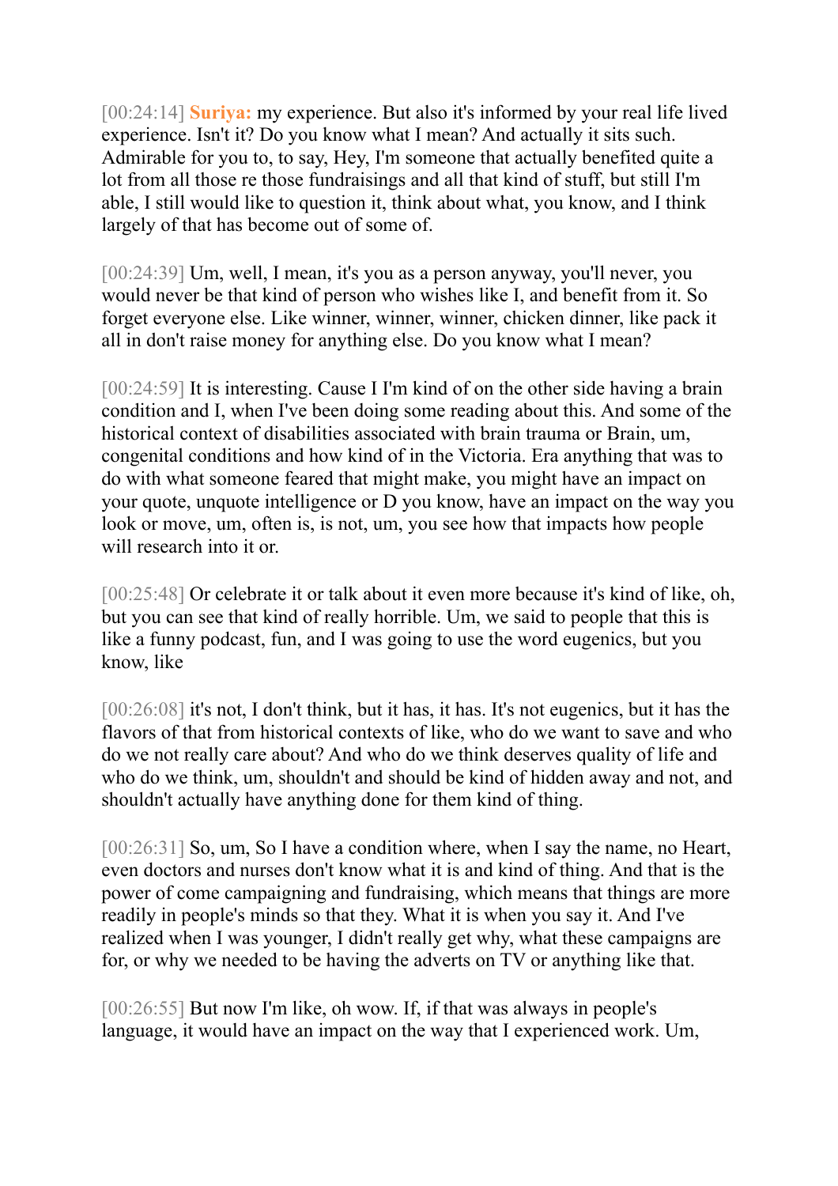[00:24:14] **Suriya:** my experience. But also it's informed by your real life lived experience. Isn't it? Do you know what I mean? And actually it sits such. Admirable for you to, to say, Hey, I'm someone that actually benefited quite a lot from all those re those fundraisings and all that kind of stuff, but still I'm able, I still would like to question it, think about what, you know, and I think largely of that has become out of some of.

[00:24:39] Um, well, I mean, it's you as a person anyway, you'll never, you would never be that kind of person who wishes like I, and benefit from it. So forget everyone else. Like winner, winner, winner, chicken dinner, like pack it all in don't raise money for anything else. Do you know what I mean?

[00:24:59] It is interesting. Cause I I'm kind of on the other side having a brain condition and I, when I've been doing some reading about this. And some of the historical context of disabilities associated with brain trauma or Brain, um, congenital conditions and how kind of in the Victoria. Era anything that was to do with what someone feared that might make, you might have an impact on your quote, unquote intelligence or D you know, have an impact on the way you look or move, um, often is, is not, um, you see how that impacts how people will research into it or.

[00:25:48] Or celebrate it or talk about it even more because it's kind of like, oh, but you can see that kind of really horrible. Um, we said to people that this is like a funny podcast, fun, and I was going to use the word eugenics, but you know, like

[00:26:08] it's not, I don't think, but it has, it has. It's not eugenics, but it has the flavors of that from historical contexts of like, who do we want to save and who do we not really care about? And who do we think deserves quality of life and who do we think, um, shouldn't and should be kind of hidden away and not, and shouldn't actually have anything done for them kind of thing.

[00:26:31] So, um, So I have a condition where, when I say the name, no Heart, even doctors and nurses don't know what it is and kind of thing. And that is the power of come campaigning and fundraising, which means that things are more readily in people's minds so that they. What it is when you say it. And I've realized when I was younger, I didn't really get why, what these campaigns are for, or why we needed to be having the adverts on TV or anything like that.

[00:26:55] But now I'm like, oh wow. If, if that was always in people's language, it would have an impact on the way that I experienced work. Um,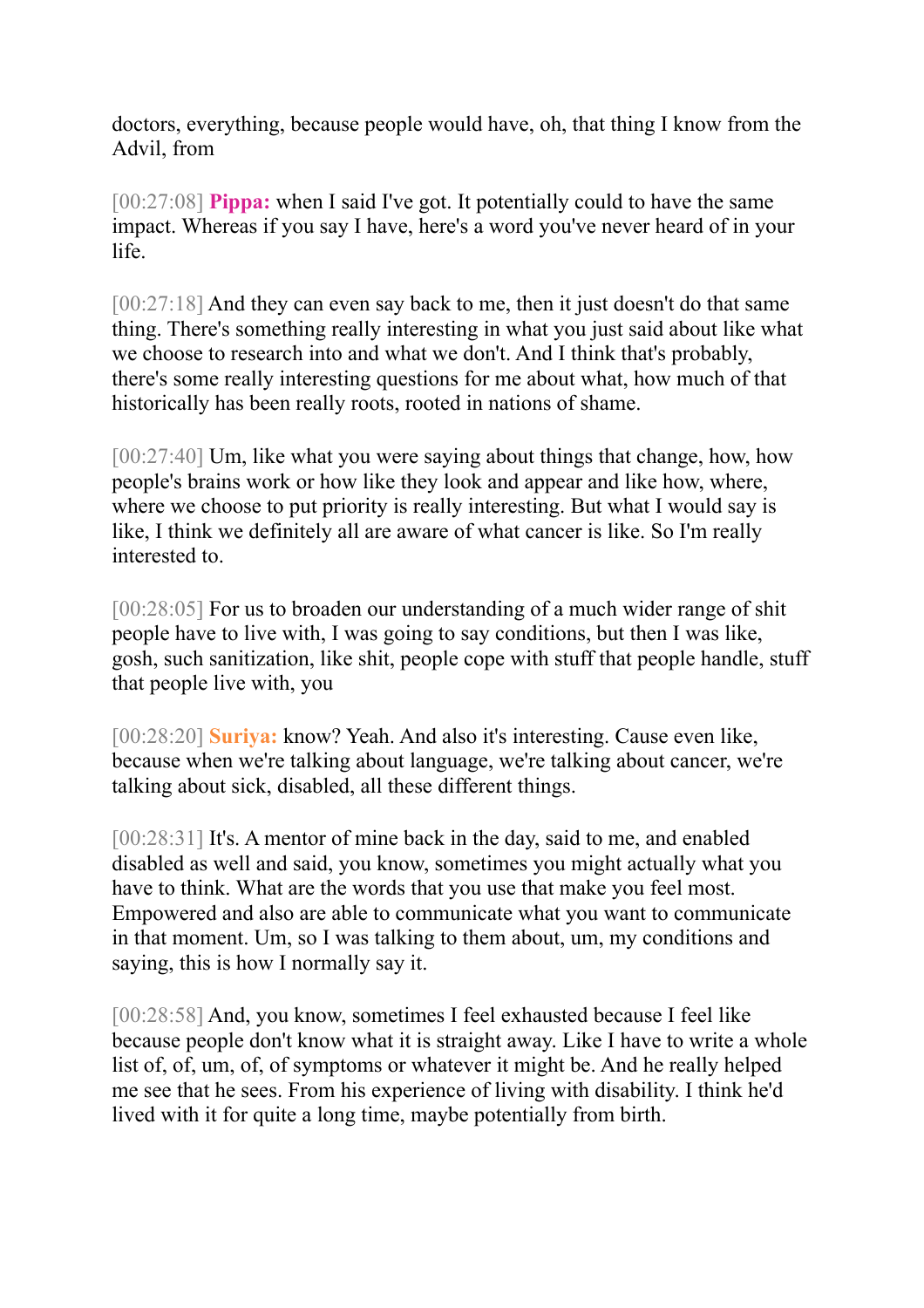doctors, everything, because people would have, oh, that thing I know from the Advil, from

[00:27:08] **Pippa:** when I said I've got. It potentially could to have the same impact. Whereas if you say I have, here's a word you've never heard of in your life.

[00:27:18] And they can even say back to me, then it just doesn't do that same thing. There's something really interesting in what you just said about like what we choose to research into and what we don't. And I think that's probably, there's some really interesting questions for me about what, how much of that historically has been really roots, rooted in nations of shame.

[00:27:40] Um, like what you were saying about things that change, how, how people's brains work or how like they look and appear and like how, where, where we choose to put priority is really interesting. But what I would say is like, I think we definitely all are aware of what cancer is like. So I'm really interested to.

[00:28:05] For us to broaden our understanding of a much wider range of shit people have to live with, I was going to say conditions, but then I was like, gosh, such sanitization, like shit, people cope with stuff that people handle, stuff that people live with, you

[00:28:20] **Suriya:** know? Yeah. And also it's interesting. Cause even like, because when we're talking about language, we're talking about cancer, we're talking about sick, disabled, all these different things.

[00:28:31] It's. A mentor of mine back in the day, said to me, and enabled disabled as well and said, you know, sometimes you might actually what you have to think. What are the words that you use that make you feel most. Empowered and also are able to communicate what you want to communicate in that moment. Um, so I was talking to them about, um, my conditions and saying, this is how I normally say it.

[00:28:58] And, you know, sometimes I feel exhausted because I feel like because people don't know what it is straight away. Like I have to write a whole list of, of, um, of, of symptoms or whatever it might be. And he really helped me see that he sees. From his experience of living with disability. I think he'd lived with it for quite a long time, maybe potentially from birth.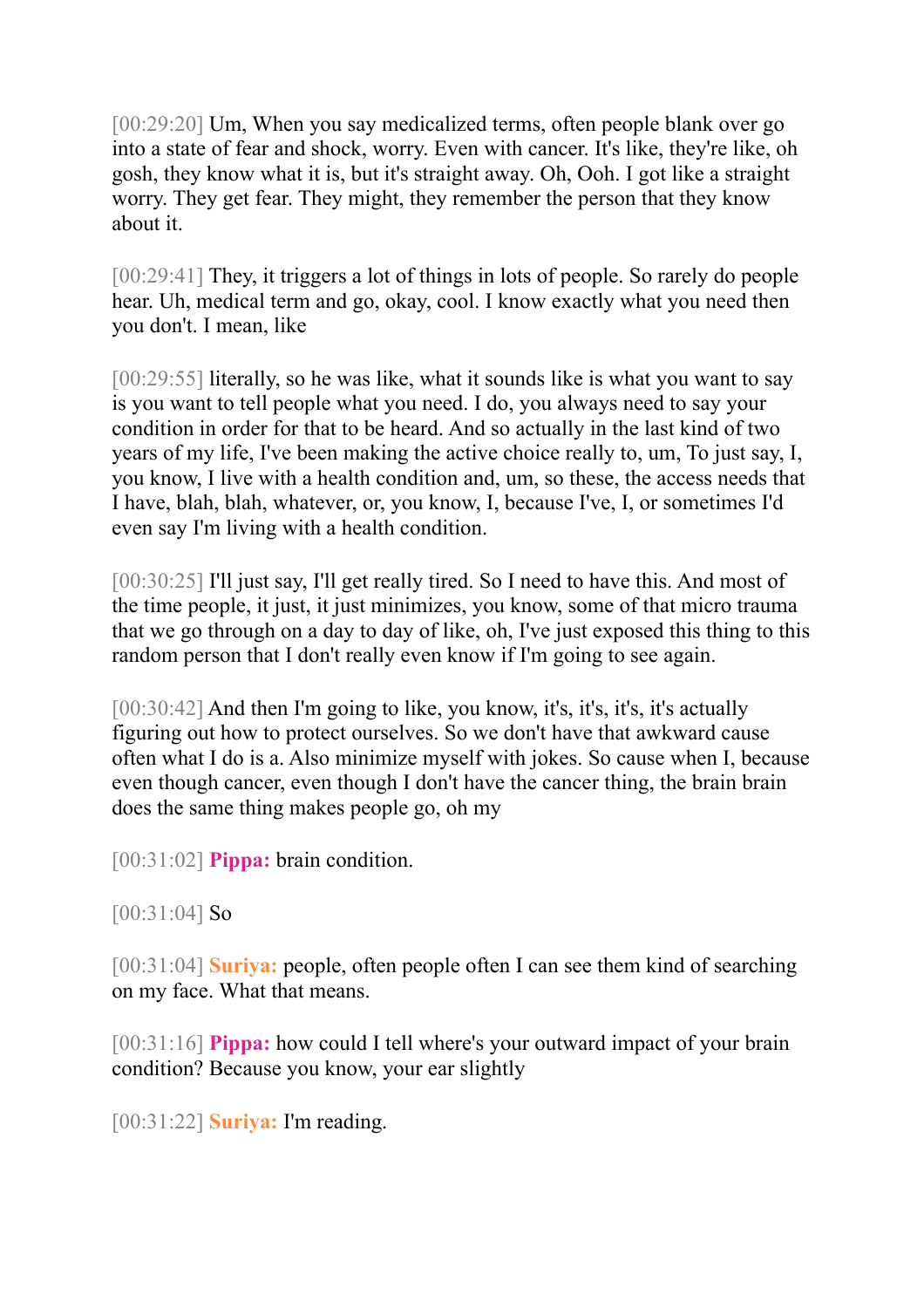[00:29:20] Um, When you say medicalized terms, often people blank over go into a state of fear and shock, worry. Even with cancer. It's like, they're like, oh gosh, they know what it is, but it's straight away. Oh, Ooh. I got like a straight worry. They get fear. They might, they remember the person that they know about it.

[00:29:41] They, it triggers a lot of things in lots of people. So rarely do people hear. Uh, medical term and go, okay, cool. I know exactly what you need then you don't. I mean, like

[00:29:55] literally, so he was like, what it sounds like is what you want to say is you want to tell people what you need. I do, you always need to say your condition in order for that to be heard. And so actually in the last kind of two years of my life, I've been making the active choice really to, um, To just say, I, you know, I live with a health condition and, um, so these, the access needs that I have, blah, blah, whatever, or, you know, I, because I've, I, or sometimes I'd even say I'm living with a health condition.

[00:30:25] I'll just say, I'll get really tired. So I need to have this. And most of the time people, it just, it just minimizes, you know, some of that micro trauma that we go through on a day to day of like, oh, I've just exposed this thing to this random person that I don't really even know if I'm going to see again.

[00:30:42] And then I'm going to like, you know, it's, it's, it's, it's actually figuring out how to protect ourselves. So we don't have that awkward cause often what I do is a. Also minimize myself with jokes. So cause when I, because even though cancer, even though I don't have the cancer thing, the brain brain does the same thing makes people go, oh my

[00:31:02] **Pippa:** brain condition.

[00:31:04] So

[00:31:04] **Suriya:** people, often people often I can see them kind of searching on my face. What that means.

[00:31:16] **Pippa:** how could I tell where's your outward impact of your brain condition? Because you know, your ear slightly

[00:31:22] **Suriya:** I'm reading.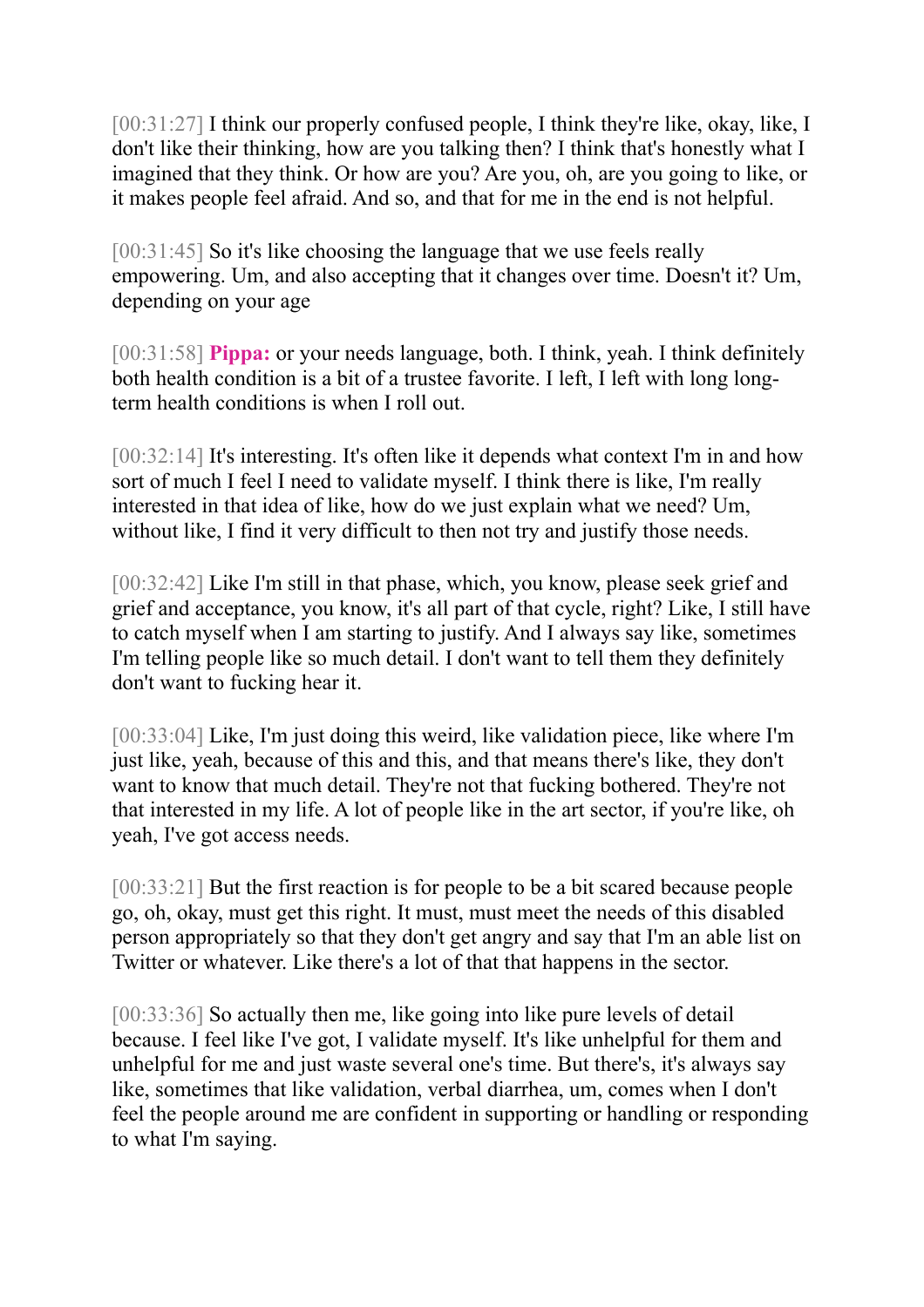[00:31:27] I think our properly confused people, I think they're like, okay, like, I don't like their thinking, how are you talking then? I think that's honestly what I imagined that they think. Or how are you? Are you, oh, are you going to like, or it makes people feel afraid. And so, and that for me in the end is not helpful.

[00:31:45] So it's like choosing the language that we use feels really empowering. Um, and also accepting that it changes over time. Doesn't it? Um, depending on your age

[00:31:58] **Pippa:** or your needs language, both. I think, yeah. I think definitely both health condition is a bit of a trustee favorite. I left, I left with long long-term health conditions is when I roll out.

[00:32:14] It's interesting. It's often like it depends what context I'm in and how sort of much I feel I need to validate myself. I think there is like, I'm really interested in that idea of like, how do we just explain what we need? Um, without like, I find it very difficult to then not try and justify those needs.

[00:32:42] Like I'm still in that phase, which, you know, please seek grief and grief and acceptance, you know, it's all part of that cycle, right? Like, I still have to catch myself when I am starting to justify. And I always say like, sometimes I'm telling people like so much detail. I don't want to tell them they definitely don't want to fucking hear it.

[00:33:04] Like, I'm just doing this weird, like validation piece, like where I'm just like, yeah, because of this and this, and that means there's like, they don't want to know that much detail. They're not that fucking bothered. They're not that interested in my life. A lot of people like in the art sector, if you're like, oh yeah, I've got access needs.

[00:33:21] But the first reaction is for people to be a bit scared because people go, oh, okay, must get this right. It must, must meet the needs of this disabled person appropriately so that they don't get angry and say that I'm an able list on Twitter or whatever. Like there's a lot of that that happens in the sector.

[00:33:36] So actually then me, like going into like pure levels of detail because. I feel like I've got, I validate myself. It's like unhelpful for them and unhelpful for me and just waste several one's time. But there's, it's always say like, sometimes that like validation, verbal diarrhea, um, comes when I don't feel the people around me are confident in supporting or handling or responding to what I'm saying.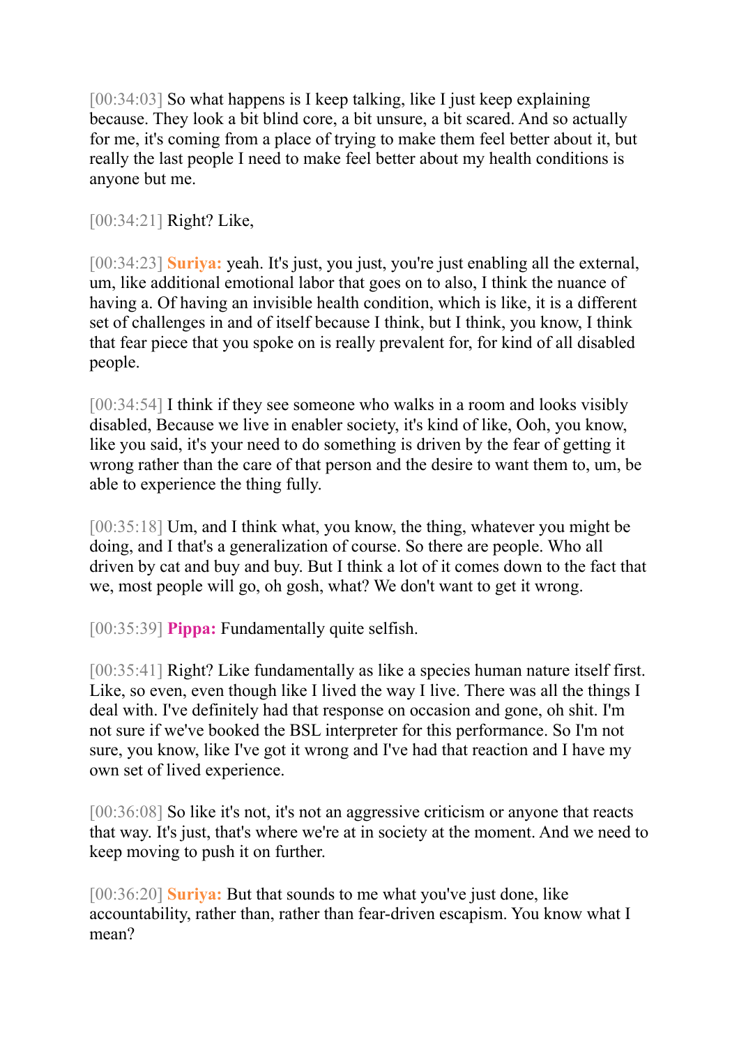[00:34:03] So what happens is I keep talking, like I just keep explaining because. They look a bit blind core, a bit unsure, a bit scared. And so actually for me, it's coming from a place of trying to make them feel better about it, but really the last people I need to make feel better about my health conditions is anyone but me.

[00:34:21] Right? Like,

[00:34:23] **Suriya:** yeah. It's just, you just, you're just enabling all the external, um, like additional emotional labor that goes on to also, I think the nuance of having a. Of having an invisible health condition, which is like, it is a different set of challenges in and of itself because I think, but I think, you know, I think that fear piece that you spoke on is really prevalent for, for kind of all disabled people.

[00:34:54] I think if they see someone who walks in a room and looks visibly disabled, Because we live in enabler society, it's kind of like, Ooh, you know, like you said, it's your need to do something is driven by the fear of getting it wrong rather than the care of that person and the desire to want them to, um, be able to experience the thing fully.

[00:35:18] Um, and I think what, you know, the thing, whatever you might be doing, and I that's a generalization of course. So there are people. Who all driven by cat and buy and buy. But I think a lot of it comes down to the fact that we, most people will go, oh gosh, what? We don't want to get it wrong.

[00:35:39] **Pippa:** Fundamentally quite selfish.

[00:35:41] Right? Like fundamentally as like a species human nature itself first. Like, so even, even though like I lived the way I live. There was all the things I deal with. I've definitely had that response on occasion and gone, oh shit. I'm not sure if we've booked the BSL interpreter for this performance. So I'm not sure, you know, like I've got it wrong and I've had that reaction and I have my own set of lived experience.

[00:36:08] So like it's not, it's not an aggressive criticism or anyone that reacts that way. It's just, that's where we're at in society at the moment. And we need to keep moving to push it on further.

[00:36:20] **Suriya:** But that sounds to me what you've just done, like accountability, rather than, rather than fear-driven escapism. You know what I mean?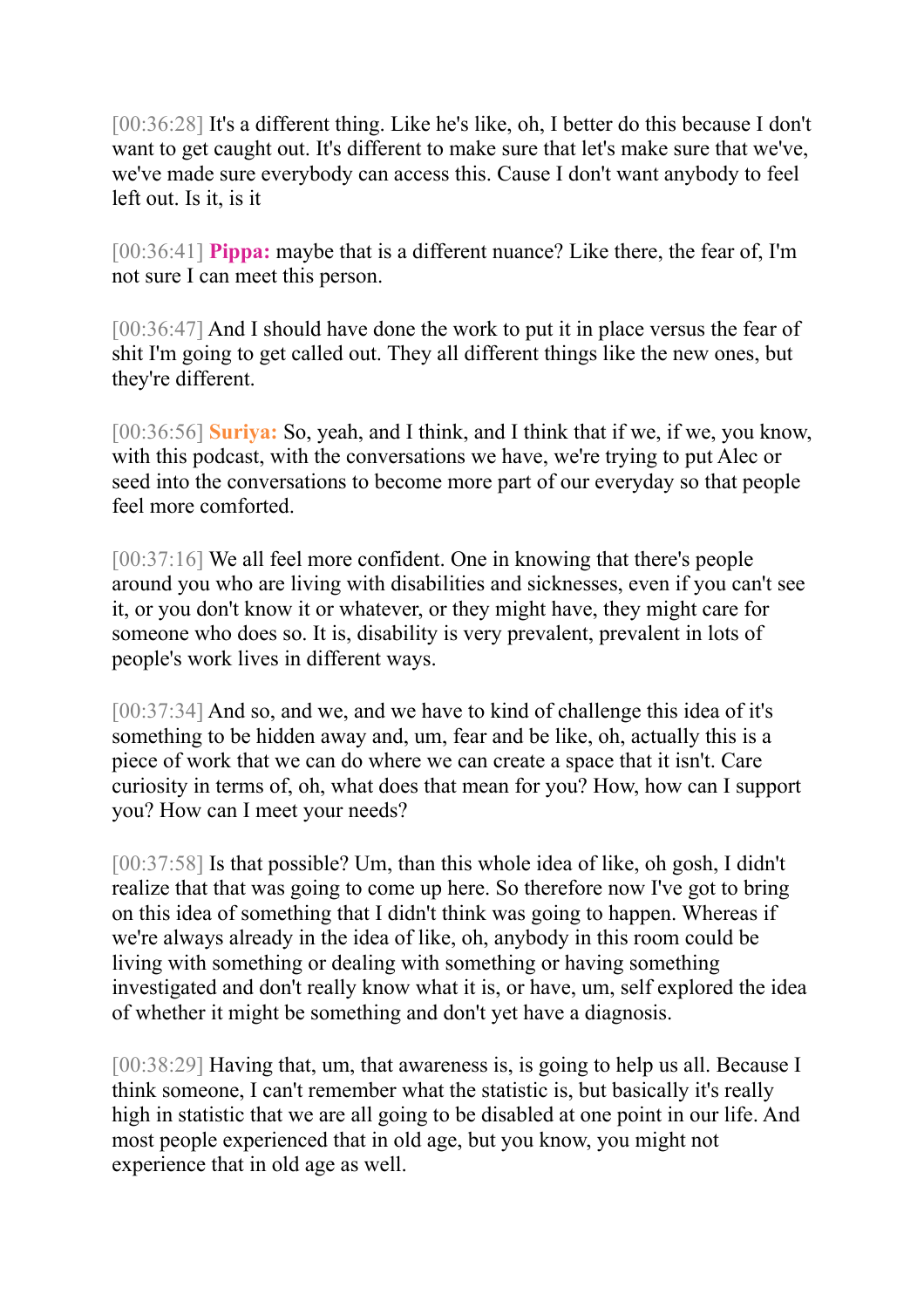[00:36:28] It's a different thing. Like he's like, oh, I better do this because I don't want to get caught out. It's different to make sure that let's make sure that we've, we've made sure everybody can access this. Cause I don't want anybody to feel left out. Is it, is it

[00:36:41] **Pippa:** maybe that is a different nuance? Like there, the fear of, I'm not sure I can meet this person.

[00:36:47] And I should have done the work to put it in place versus the fear of shit I'm going to get called out. They all different things like the new ones, but they're different.

[00:36:56] **Suriya:** So, yeah, and I think, and I think that if we, if we, you know, with this podcast, with the conversations we have, we're trying to put Alec or seed into the conversations to become more part of our everyday so that people feel more comforted.

[00:37:16] We all feel more confident. One in knowing that there's people around you who are living with disabilities and sicknesses, even if you can't see it, or you don't know it or whatever, or they might have, they might care for someone who does so. It is, disability is very prevalent, prevalent in lots of people's work lives in different ways.

[00:37:34] And so, and we, and we have to kind of challenge this idea of it's something to be hidden away and, um, fear and be like, oh, actually this is a piece of work that we can do where we can create a space that it isn't. Care curiosity in terms of, oh, what does that mean for you? How, how can I support you? How can I meet your needs?

[00:37:58] Is that possible? Um, than this whole idea of like, oh gosh, I didn't realize that that was going to come up here. So therefore now I've got to bring on this idea of something that I didn't think was going to happen. Whereas if we're always already in the idea of like, oh, anybody in this room could be living with something or dealing with something or having something investigated and don't really know what it is, or have, um, self explored the idea of whether it might be something and don't yet have a diagnosis.

[00:38:29] Having that, um, that awareness is, is going to help us all. Because I think someone, I can't remember what the statistic is, but basically it's really high in statistic that we are all going to be disabled at one point in our life. And most people experienced that in old age, but you know, you might not experience that in old age as well.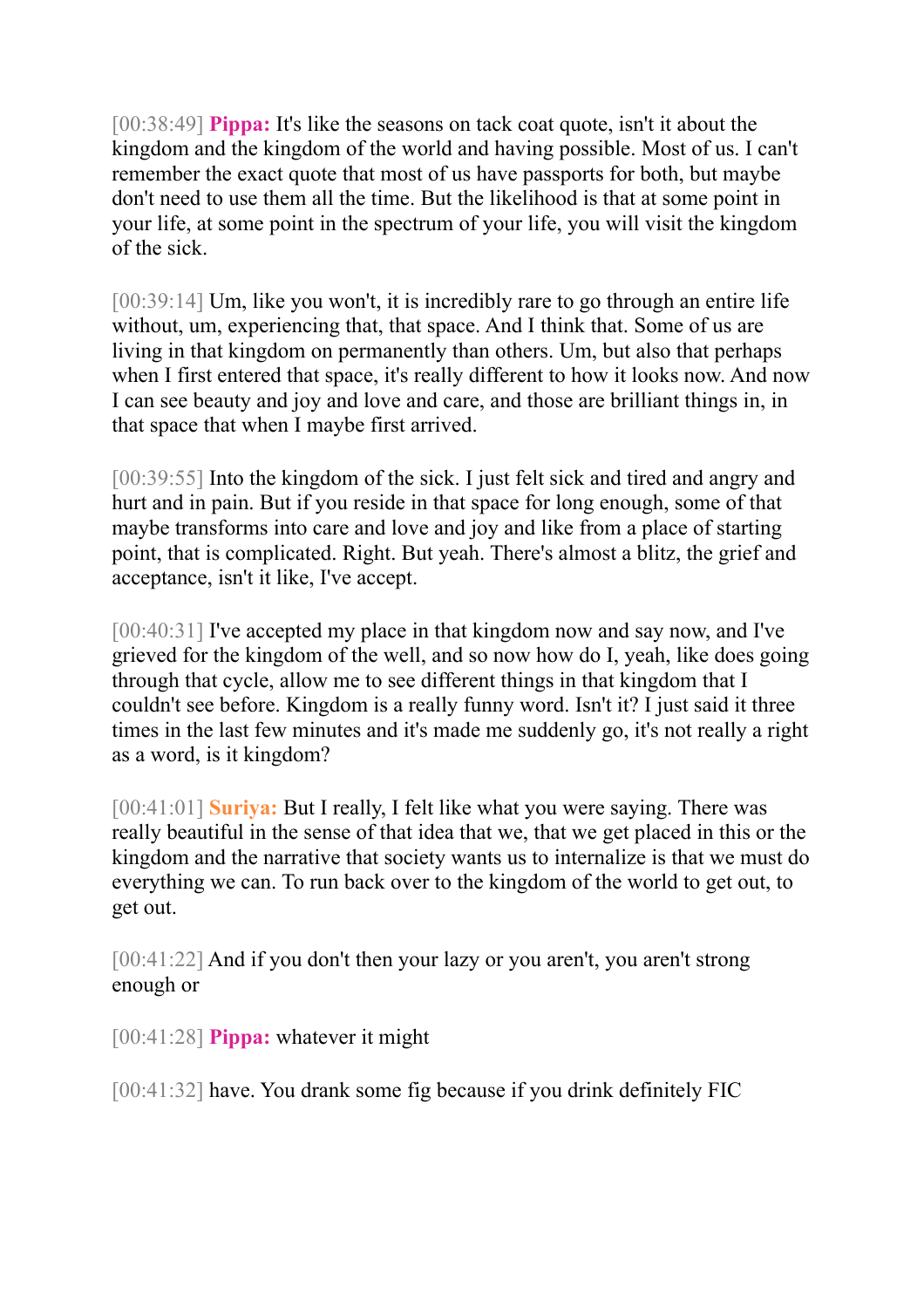[00:38:49] **Pippa:** It's like the seasons on tack coat quote, isn't it about the kingdom and the kingdom of the world and having possible. Most of us. I can't remember the exact quote that most of us have passports for both, but maybe don't need to use them all the time. But the likelihood is that at some point in your life, at some point in the spectrum of your life, you will visit the kingdom of the sick.

[00:39:14] Um, like you won't, it is incredibly rare to go through an entire life without, um, experiencing that, that space. And I think that. Some of us are living in that kingdom on permanently than others. Um, but also that perhaps when I first entered that space, it's really different to how it looks now. And now I can see beauty and joy and love and care, and those are brilliant things in, in that space that when I maybe first arrived.

[00:39:55] Into the kingdom of the sick. I just felt sick and tired and angry and hurt and in pain. But if you reside in that space for long enough, some of that maybe transforms into care and love and joy and like from a place of starting point, that is complicated. Right. But yeah. There's almost a blitz, the grief and acceptance, isn't it like, I've accept.

[00:40:31] I've accepted my place in that kingdom now and say now, and I've grieved for the kingdom of the well, and so now how do I, yeah, like does going through that cycle, allow me to see different things in that kingdom that I couldn't see before. Kingdom is a really funny word. Isn't it? I just said it three times in the last few minutes and it's made me suddenly go, it's not really a right as a word, is it kingdom?

[00:41:01] **Suriya:** But I really, I felt like what you were saying. There was really beautiful in the sense of that idea that we, that we get placed in this or the kingdom and the narrative that society wants us to internalize is that we must do everything we can. To run back over to the kingdom of the world to get out, to get out.

[00:41:22] And if you don't then your lazy or you aren't, you aren't strong enough or

[00:41:28] **Pippa:** whatever it might

[00:41:32] have. You drank some fig because if you drink definitely FIC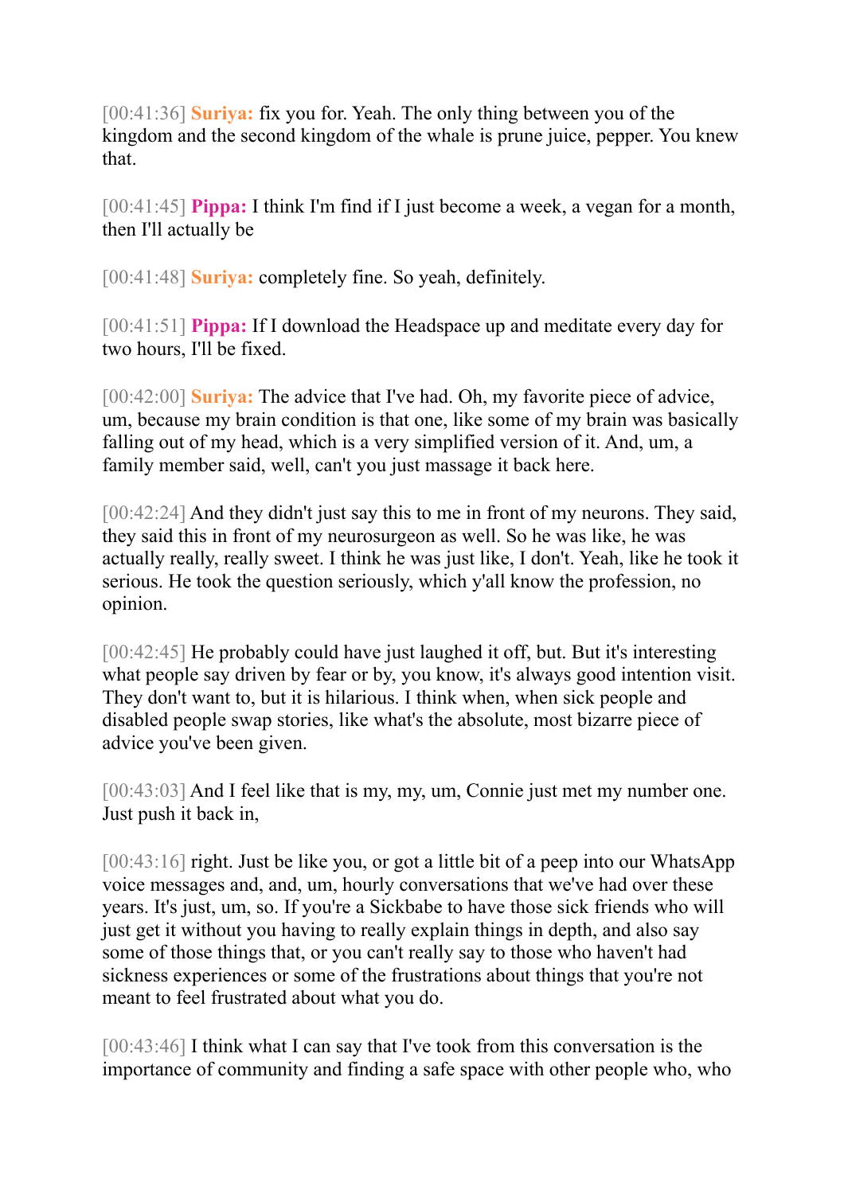[00:41:36] **Suriya:** fix you for. Yeah. The only thing between you of the kingdom and the second kingdom of the whale is prune juice, pepper. You knew that.

[00:41:45] **Pippa:** I think I'm find if I just become a week, a vegan for a month, then I'll actually be

[00:41:48] **Suriya:** completely fine. So yeah, definitely.

[00:41:51] **Pippa:** If I download the Headspace up and meditate every day for two hours, I'll be fixed.

[00:42:00] **Suriya:** The advice that I've had. Oh, my favorite piece of advice, um, because my brain condition is that one, like some of my brain was basically falling out of my head, which is a very simplified version of it. And, um, a family member said, well, can't you just massage it back here.

[00:42:24] And they didn't just say this to me in front of my neurons. They said, they said this in front of my neurosurgeon as well. So he was like, he was actually really, really sweet. I think he was just like, I don't. Yeah, like he took it serious. He took the question seriously, which y'all know the profession, no opinion.

[00:42:45] He probably could have just laughed it off, but. But it's interesting what people say driven by fear or by, you know, it's always good intention visit. They don't want to, but it is hilarious. I think when, when sick people and disabled people swap stories, like what's the absolute, most bizarre piece of advice you've been given.

[00:43:03] And I feel like that is my, my, um, Connie just met my number one. Just push it back in,

[00:43:16] right. Just be like you, or got a little bit of a peep into our WhatsApp voice messages and, and, um, hourly conversations that we've had over these years. It's just, um, so. If you're a Sickbabe to have those sick friends who will just get it without you having to really explain things in depth, and also say some of those things that, or you can't really say to those who haven't had sickness experiences or some of the frustrations about things that you're not meant to feel frustrated about what you do.

[00:43:46] I think what I can say that I've took from this conversation is the importance of community and finding a safe space with other people who, who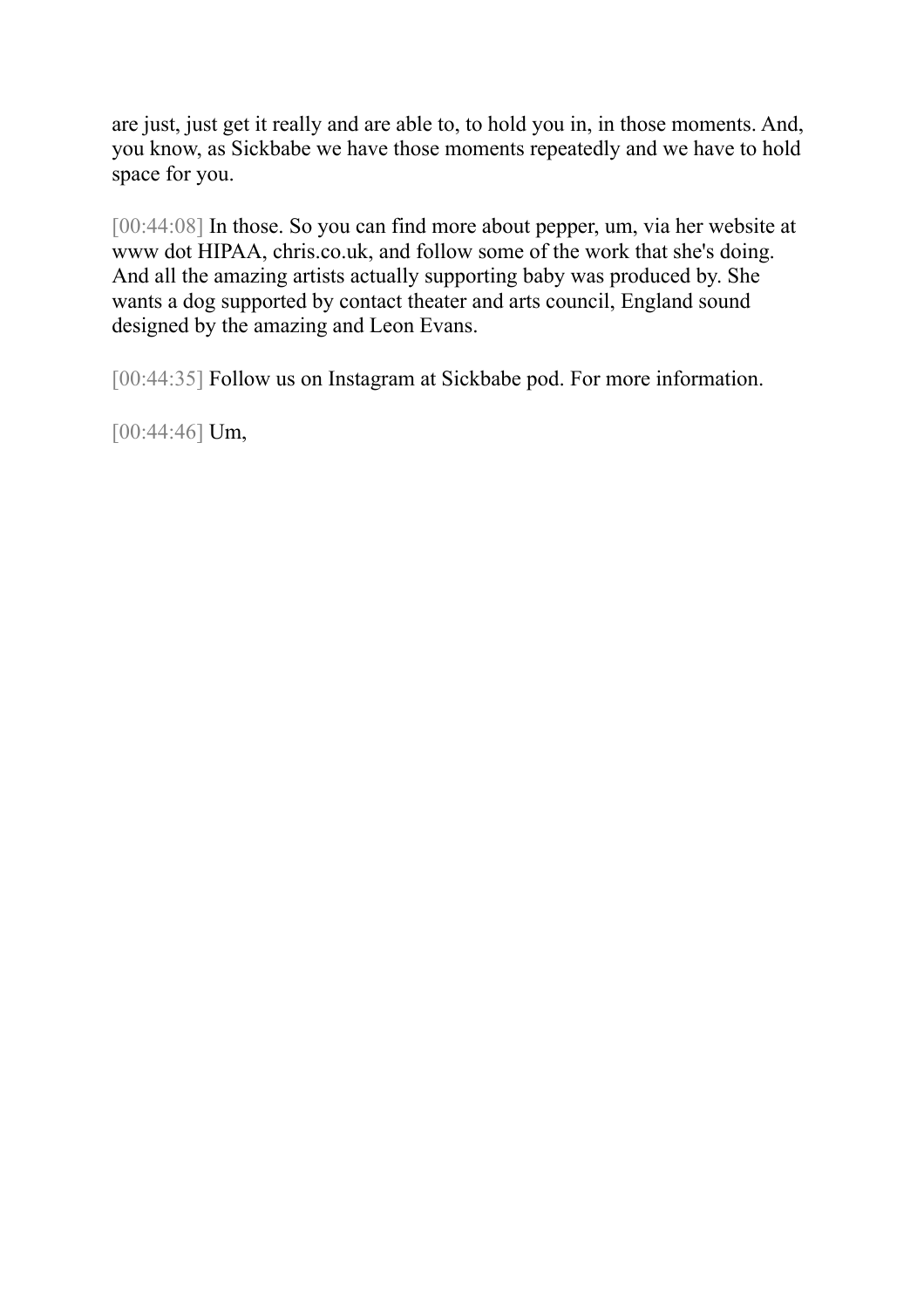are just, just get it really and are able to, to hold you in, in those moments. And, you know, as Sickbabe we have those moments repeatedly and we have to hold space for you.

[00:44:08] In those. So you can find more about pepper, um, via her website at www dot HIPAA, chris.co.uk, and follow some of the work that she's doing. And all the amazing artists actually supporting baby was produced by. She wants a dog supported by contact theater and arts council, England sound designed by the amazing and Leon Evans.

[00:44:35] Follow us on Instagram at Sickbabe pod. For more information.

[00:44:46] Um,